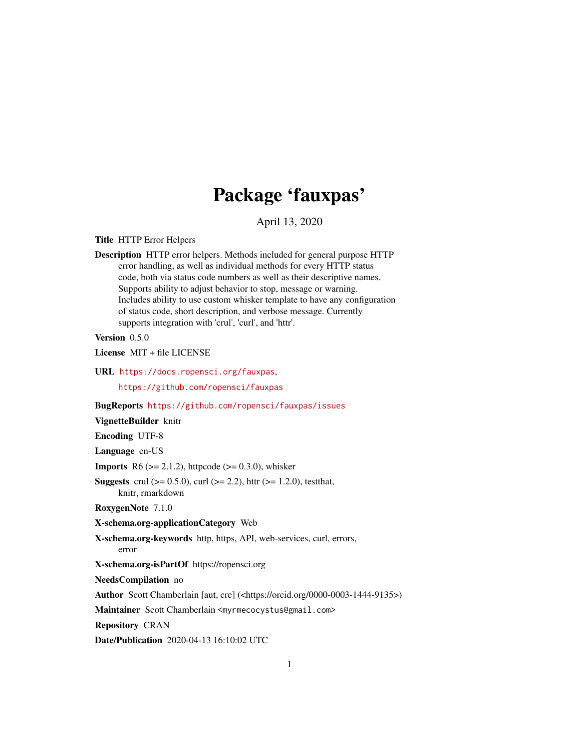# Package 'fauxpas'

April 13, 2020

**Title** HTTP Error Helpers

**Description** HTTP error helpers. Methods included for general purpose HTTP error handling, as well as individual methods for every HTTP status code, both via status code numbers as well as their descriptive names. Supports ability to adjust behavior to stop, message or warning. Includes ability to use custom whisker template to have any configuration of status code, short description, and verbose message. Currently supports integration with 'crul', 'curl', and 'httr'.

**Version** 0.5.0

**License** MIT + file LICENSE

**URL** https://docs.ropensci.org/fauxpas, https://github.com/ropensci/fauxpas

**BugReports** https://github.com/ropensci/fauxpas/issues

**VignetteBuilder** knitr

**Encoding** UTF-8

**Language** en-US

**Imports** R6 (>= 2.1.2), httpcode (>= 0.3.0), whisker

**Suggests** crul (>= 0.5.0), curl (>= 2.2), httr (>= 1.2.0), testthat, knitr, rmarkdown

**RoxygenNote** 7.1.0

**X-schema.org-applicationCategory** Web

**X-schema.org-keywords** http, https, API, web-services, curl, errors, error

**X-schema.org-isPartOf** https://ropensci.org

**NeedsCompilation** no

**Author** Scott Chamberlain [aut, cre] (<https://orcid.org/0000-0003-1444-9135>)

**Maintainer** Scott Chamberlain <myrmecocystus@gmail.com>

**Repository** CRAN

**Date/Publication** 2020-04-13 16:10:02 UTC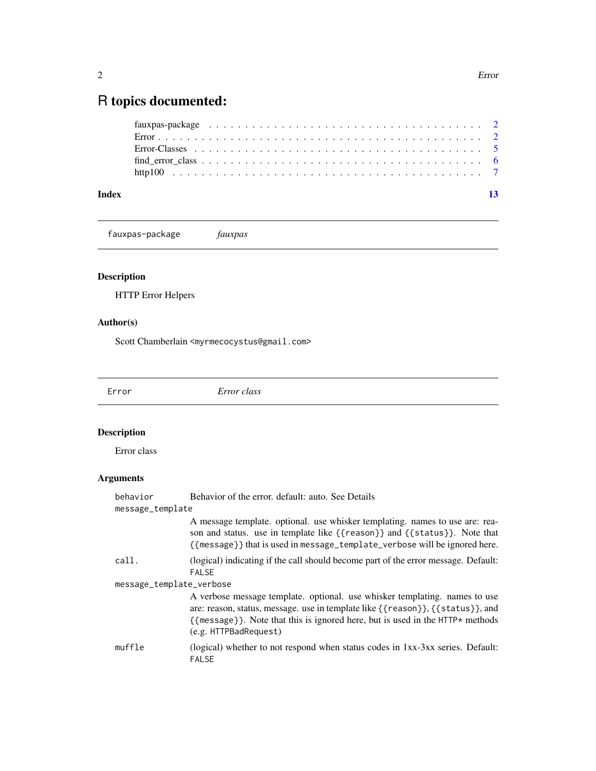# R topics documented:

| | |
|---|---|
| fauxpas-package | 2 |
| Error | 2 |
| Error-Classes | 5 |
| find_error_class | 6 |
| http100 | 7 |
| **Index** | **13** |

---

## fauxpas-package &nbsp;&nbsp;&nbsp; *fauxpas*

### Description

HTTP Error Helpers

### Author(s)

Scott Chamberlain <myrmecocystus@gmail.com>

---

## Error &nbsp;&nbsp;&nbsp; *Error class*

### Description

Error class

### Arguments

| | |
|---|---|
| `behavior` | Behavior of the error. default: auto. See Details |
| `message_template` | A message template. optional. use whisker templating. names to use are: reason and status. use in template like `{{reason}}` and `{{status}}`. Note that `{{message}}` that is used in `message_template_verbose` will be ignored here. |
| `call.` | (logical) indicating if the call should become part of the error message. Default: `FALSE` |
| `message_template_verbose` | A verbose message template. optional. use whisker templating. names to use are: reason, status, message. use in template like `{{reason}}`, `{{status}}`, and `{{message}}`. Note that this is ignored here, but is used in the `HTTP*` methods (e.g. `HTTPBadRequest`) |
| `muffle` | (logical) whether to not respond when status codes in 1xx-3xx series. Default: `FALSE` |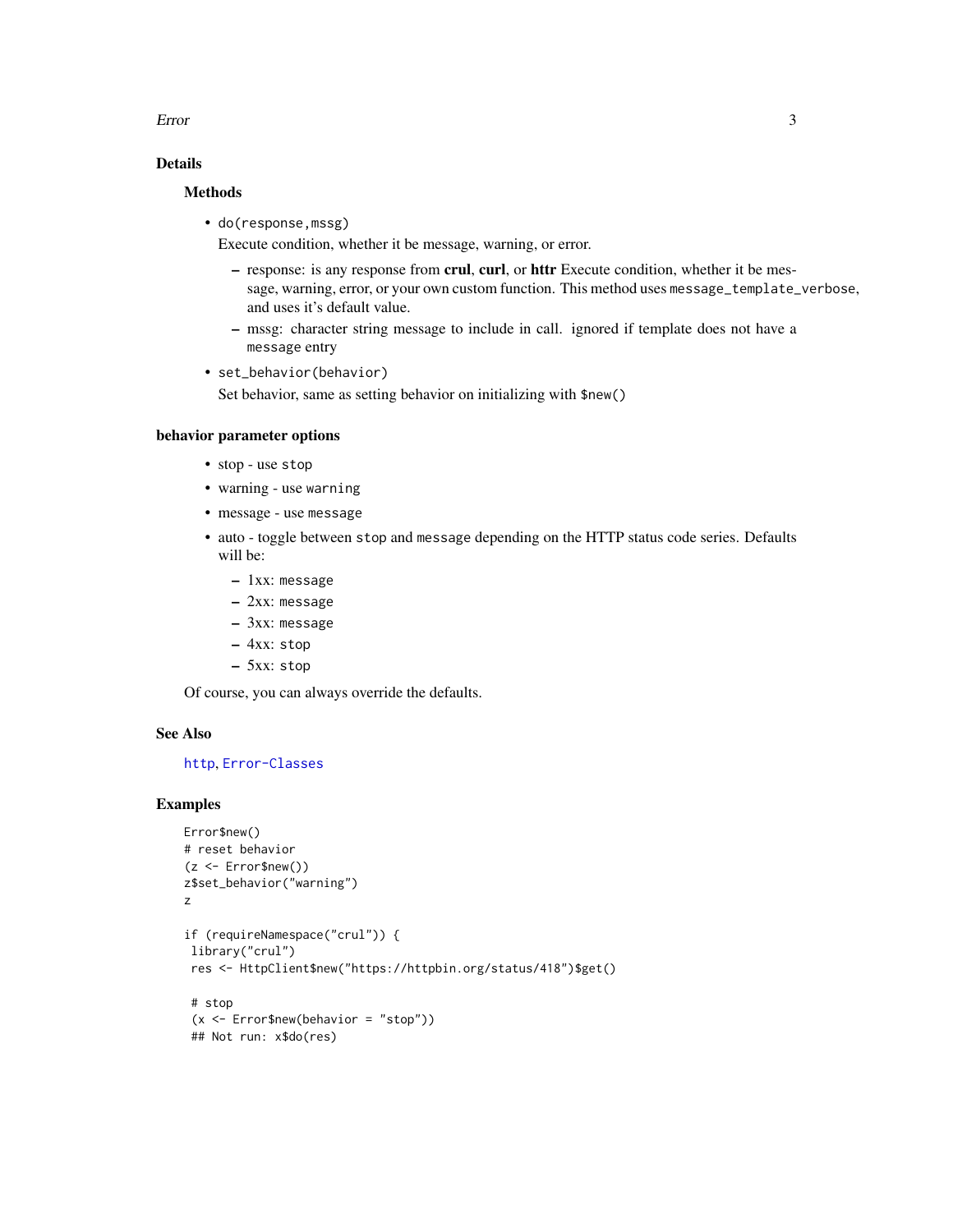## Details

### Methods

- `do(response,mssg)`

  Execute condition, whether it be message, warning, or error.

  - response: is any response from **crul**, **curl**, or **httr** Execute condition, whether it be message, warning, error, or your own custom function. This method uses `message_template_verbose`, and uses it's default value.
  - mssg: character string message to include in call. ignored if template does not have a `message` entry

- `set_behavior(behavior)`

  Set behavior, same as setting behavior on initializing with `$new()`

## behavior parameter options

- stop - use `stop`
- warning - use `warning`
- message - use `message`
- auto - toggle between `stop` and `message` depending on the HTTP status code series. Defaults will be:
  - 1xx: `message`
  - 2xx: `message`
  - 3xx: `message`
  - 4xx: `stop`
  - 5xx: `stop`

Of course, you can always override the defaults.

## See Also

`http`, `Error-Classes`

## Examples

```
Error$new()
# reset behavior
(z <- Error$new())
z$set_behavior("warning")
z

if (requireNamespace("crul")) {
 library("crul")
 res <- HttpClient$new("https://httpbin.org/status/418")$get()

 # stop
 (x <- Error$new(behavior = "stop"))
 ## Not run: x$do(res)
```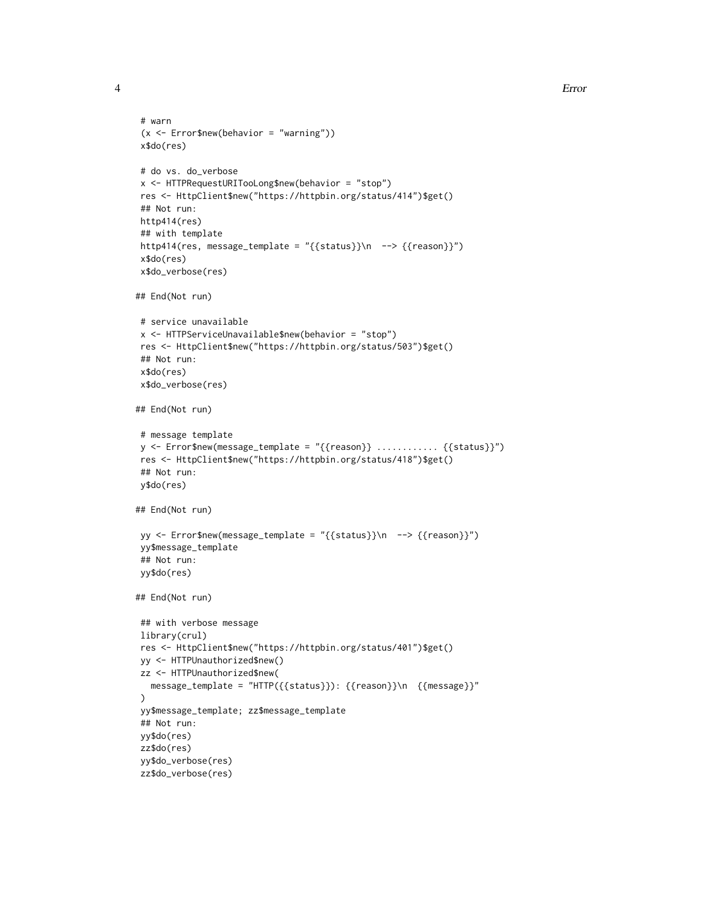```
# warn
(x <- Error$new(behavior = "warning"))
x$do(res)

# do vs. do_verbose
x <- HTTPRequestURITooLong$new(behavior = "stop")
res <- HttpClient$new("https://httpbin.org/status/414")$get()
## Not run:
http414(res)
## with template
http414(res, message_template = "{{status}}\n  --> {{reason}}")
x$do(res)
x$do_verbose(res)

## End(Not run)

# service unavailable
x <- HTTPServiceUnavailable$new(behavior = "stop")
res <- HttpClient$new("https://httpbin.org/status/503")$get()
## Not run:
x$do(res)
x$do_verbose(res)

## End(Not run)

# message template
y <- Error$new(message_template = "{{reason}} ............ {{status}}")
res <- HttpClient$new("https://httpbin.org/status/418")$get()
## Not run:
y$do(res)

## End(Not run)

yy <- Error$new(message_template = "{{status}}\n  --> {{reason}}")
yy$message_template
## Not run:
yy$do(res)

## End(Not run)

## with verbose message
library(crul)
res <- HttpClient$new("https://httpbin.org/status/401")$get()
yy <- HTTPUnauthorized$new()
zz <- HTTPUnauthorized$new(
  message_template = "HTTP({{status}}): {{reason}}\n  {{message}}"
)
yy$message_template; zz$message_template
## Not run:
yy$do(res)
zz$do(res)
yy$do_verbose(res)
zz$do_verbose(res)
```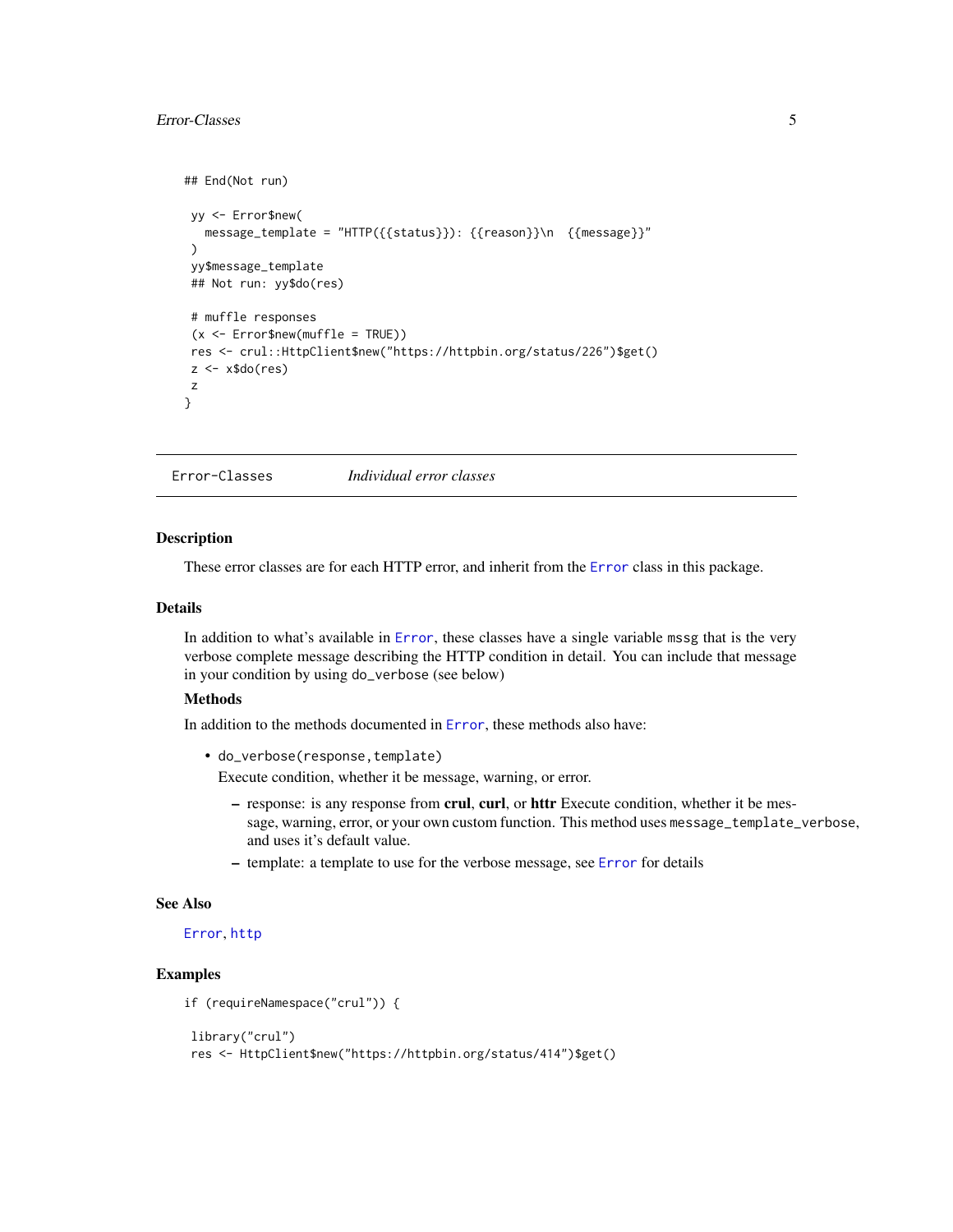```
## End(Not run)

 yy <- Error$new(
   message_template = "HTTP({{status}}): {{reason}}\n  {{message}}"
 )
 yy$message_template
 ## Not run: yy$do(res)

 # muffle responses
 (x <- Error$new(muffle = TRUE))
 res <- crul::HttpClient$new("https://httpbin.org/status/226")$get()
 z <- x$do(res)
 z
}
```

---

`Error-Classes` *Individual error classes*

---

## Description

These error classes are for each HTTP error, and inherit from the `Error` class in this package.

## Details

In addition to what's available in `Error`, these classes have a single variable `mssg` that is the very verbose complete message describing the HTTP condition in detail. You can include that message in your condition by using `do_verbose` (see below)

### Methods

In addition to the methods documented in `Error`, these methods also have:

- `do_verbose(response, template)`
  Execute condition, whether it be message, warning, or error.
  - response: is any response from **crul**, **curl**, or **httr** Execute condition, whether it be message, warning, error, or your own custom function. This method uses `message_template_verbose`, and uses it's default value.
  - template: a template to use for the verbose message, see `Error` for details

## See Also

`Error`, `http`

## Examples

```
if (requireNamespace("crul")) {

 library("crul")
 res <- HttpClient$new("https://httpbin.org/status/414")$get()
```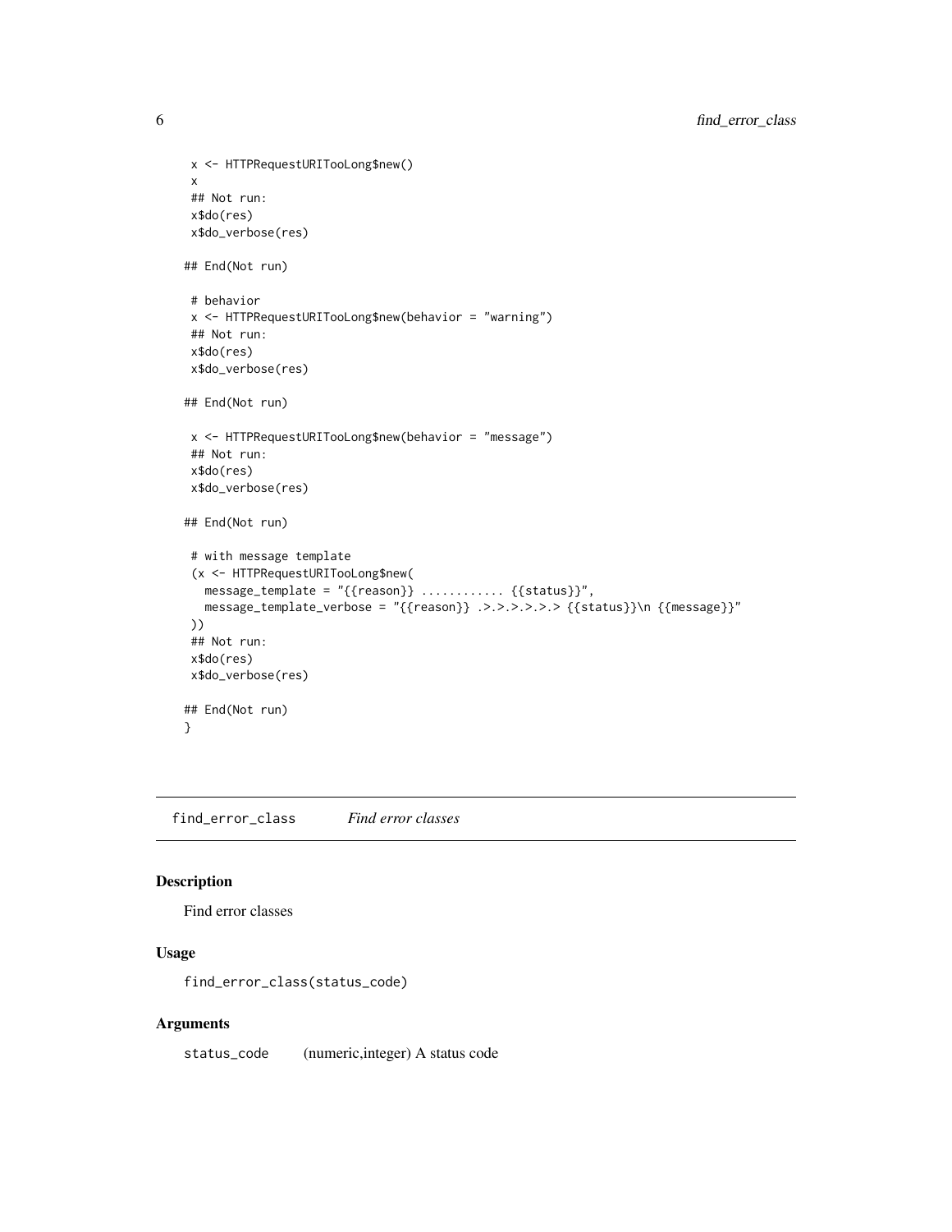```
x <- HTTPRequestURITooLong$new()
x
## Not run:
x$do(res)
x$do_verbose(res)

## End(Not run)

# behavior
x <- HTTPRequestURITooLong$new(behavior = "warning")
## Not run:
x$do(res)
x$do_verbose(res)

## End(Not run)

x <- HTTPRequestURITooLong$new(behavior = "message")
## Not run:
x$do(res)
x$do_verbose(res)

## End(Not run)

# with message template
(x <- HTTPRequestURITooLong$new(
  message_template = "{{reason}} ............ {{status}}",
  message_template_verbose = "{{reason}} .>.>.>.>.>.> {{status}}\n {{message}}"
))
## Not run:
x$do(res)
x$do_verbose(res)

## End(Not run)
}
```

## find_error_class — *Find error classes*

### Description

Find error classes

### Usage

```
find_error_class(status_code)
```

### Arguments

| | |
|---|---|
| status_code | (numeric,integer) A status code |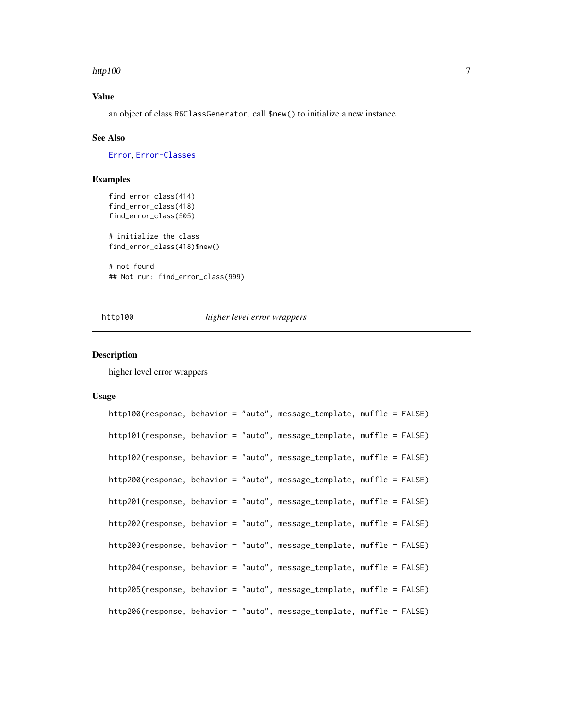### Value

an object of class `R6ClassGenerator`. call `$new()` to initialize a new instance

### See Also

`Error`, `Error-Classes`

### Examples

```
find_error_class(414)
find_error_class(418)
find_error_class(505)

# initialize the class
find_error_class(418)$new()

# not found
## Not run: find_error_class(999)
```

---

## http100 — *higher level error wrappers*

### Description

higher level error wrappers

### Usage

```
http100(response, behavior = "auto", message_template, muffle = FALSE)

http101(response, behavior = "auto", message_template, muffle = FALSE)

http102(response, behavior = "auto", message_template, muffle = FALSE)

http200(response, behavior = "auto", message_template, muffle = FALSE)

http201(response, behavior = "auto", message_template, muffle = FALSE)

http202(response, behavior = "auto", message_template, muffle = FALSE)

http203(response, behavior = "auto", message_template, muffle = FALSE)

http204(response, behavior = "auto", message_template, muffle = FALSE)

http205(response, behavior = "auto", message_template, muffle = FALSE)

http206(response, behavior = "auto", message_template, muffle = FALSE)
```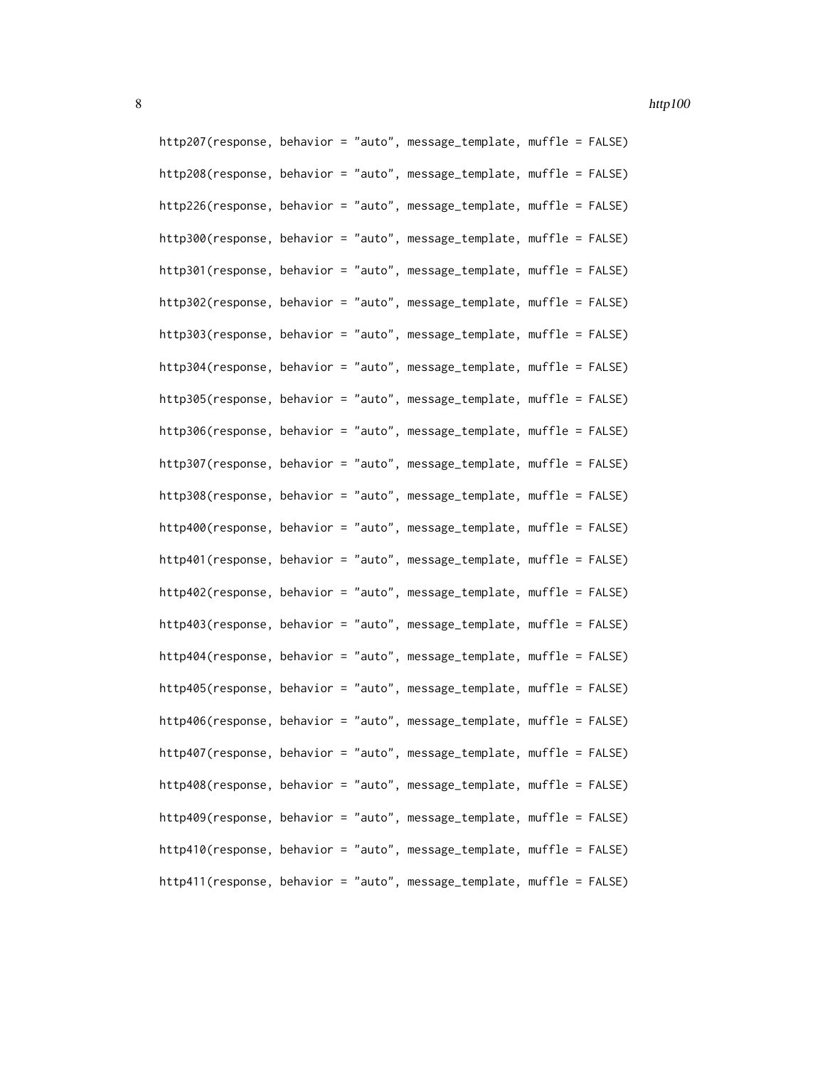```
http207(response, behavior = "auto", message_template, muffle = FALSE)

http208(response, behavior = "auto", message_template, muffle = FALSE)

http226(response, behavior = "auto", message_template, muffle = FALSE)

http300(response, behavior = "auto", message_template, muffle = FALSE)

http301(response, behavior = "auto", message_template, muffle = FALSE)

http302(response, behavior = "auto", message_template, muffle = FALSE)

http303(response, behavior = "auto", message_template, muffle = FALSE)

http304(response, behavior = "auto", message_template, muffle = FALSE)

http305(response, behavior = "auto", message_template, muffle = FALSE)

http306(response, behavior = "auto", message_template, muffle = FALSE)

http307(response, behavior = "auto", message_template, muffle = FALSE)

http308(response, behavior = "auto", message_template, muffle = FALSE)

http400(response, behavior = "auto", message_template, muffle = FALSE)

http401(response, behavior = "auto", message_template, muffle = FALSE)

http402(response, behavior = "auto", message_template, muffle = FALSE)

http403(response, behavior = "auto", message_template, muffle = FALSE)

http404(response, behavior = "auto", message_template, muffle = FALSE)

http405(response, behavior = "auto", message_template, muffle = FALSE)

http406(response, behavior = "auto", message_template, muffle = FALSE)

http407(response, behavior = "auto", message_template, muffle = FALSE)

http408(response, behavior = "auto", message_template, muffle = FALSE)

http409(response, behavior = "auto", message_template, muffle = FALSE)

http410(response, behavior = "auto", message_template, muffle = FALSE)

http411(response, behavior = "auto", message_template, muffle = FALSE)
```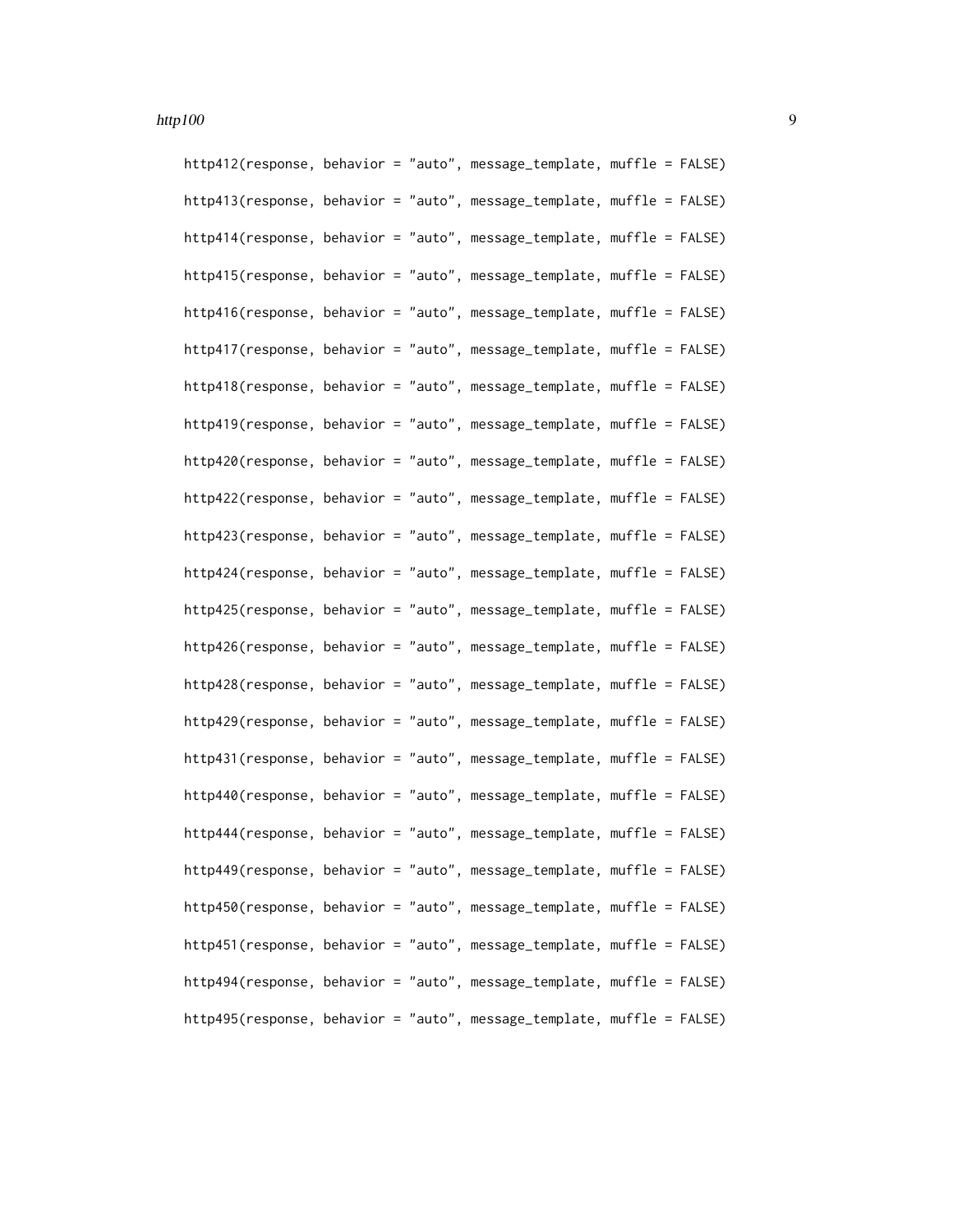```
http412(response, behavior = "auto", message_template, muffle = FALSE)

http413(response, behavior = "auto", message_template, muffle = FALSE)

http414(response, behavior = "auto", message_template, muffle = FALSE)

http415(response, behavior = "auto", message_template, muffle = FALSE)

http416(response, behavior = "auto", message_template, muffle = FALSE)

http417(response, behavior = "auto", message_template, muffle = FALSE)

http418(response, behavior = "auto", message_template, muffle = FALSE)

http419(response, behavior = "auto", message_template, muffle = FALSE)

http420(response, behavior = "auto", message_template, muffle = FALSE)

http422(response, behavior = "auto", message_template, muffle = FALSE)

http423(response, behavior = "auto", message_template, muffle = FALSE)

http424(response, behavior = "auto", message_template, muffle = FALSE)

http425(response, behavior = "auto", message_template, muffle = FALSE)

http426(response, behavior = "auto", message_template, muffle = FALSE)

http428(response, behavior = "auto", message_template, muffle = FALSE)

http429(response, behavior = "auto", message_template, muffle = FALSE)

http431(response, behavior = "auto", message_template, muffle = FALSE)

http440(response, behavior = "auto", message_template, muffle = FALSE)

http444(response, behavior = "auto", message_template, muffle = FALSE)

http449(response, behavior = "auto", message_template, muffle = FALSE)

http450(response, behavior = "auto", message_template, muffle = FALSE)

http451(response, behavior = "auto", message_template, muffle = FALSE)

http494(response, behavior = "auto", message_template, muffle = FALSE)

http495(response, behavior = "auto", message_template, muffle = FALSE)
```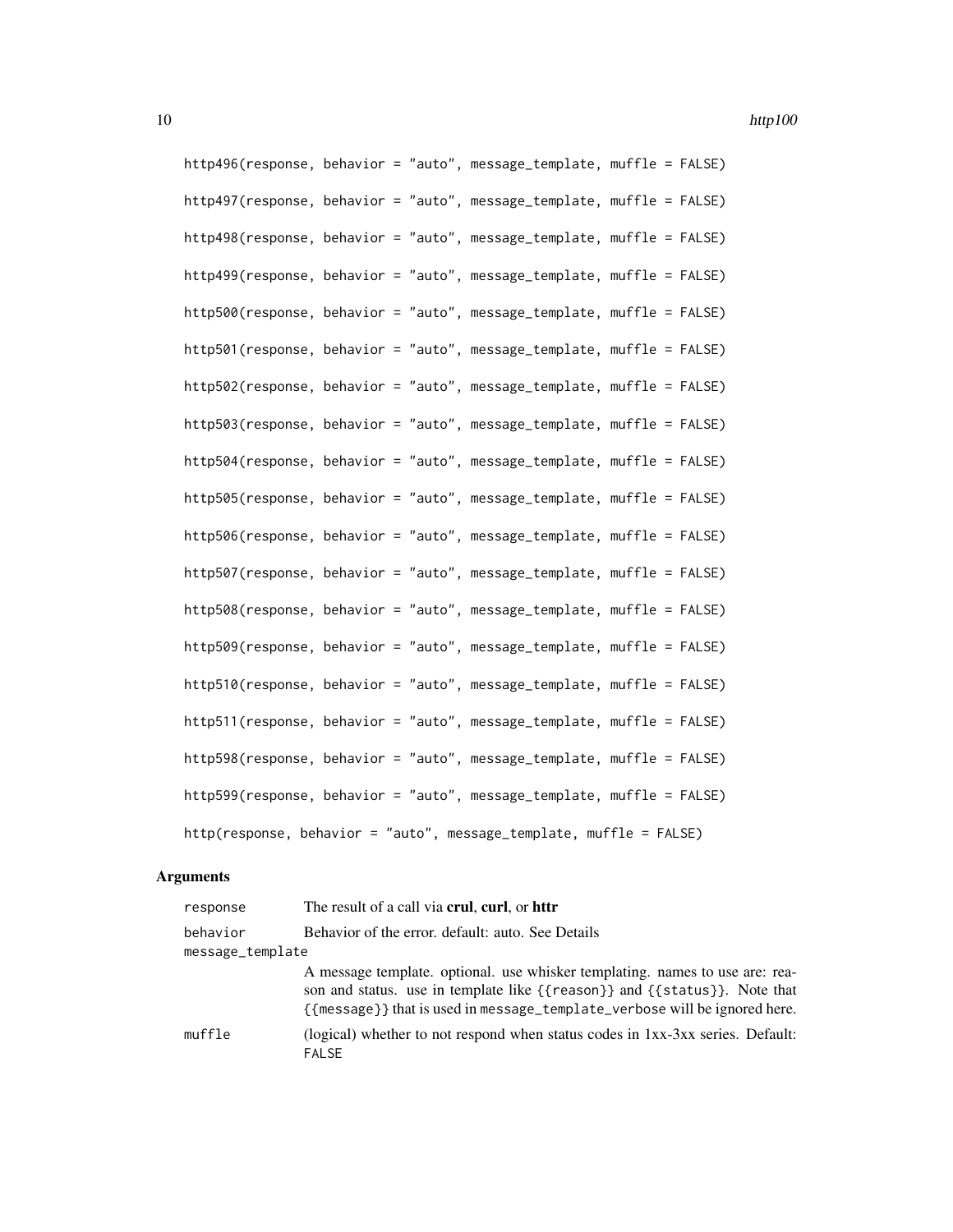```
http496(response, behavior = "auto", message_template, muffle = FALSE)

http497(response, behavior = "auto", message_template, muffle = FALSE)

http498(response, behavior = "auto", message_template, muffle = FALSE)

http499(response, behavior = "auto", message_template, muffle = FALSE)

http500(response, behavior = "auto", message_template, muffle = FALSE)

http501(response, behavior = "auto", message_template, muffle = FALSE)

http502(response, behavior = "auto", message_template, muffle = FALSE)

http503(response, behavior = "auto", message_template, muffle = FALSE)

http504(response, behavior = "auto", message_template, muffle = FALSE)

http505(response, behavior = "auto", message_template, muffle = FALSE)

http506(response, behavior = "auto", message_template, muffle = FALSE)

http507(response, behavior = "auto", message_template, muffle = FALSE)

http508(response, behavior = "auto", message_template, muffle = FALSE)

http509(response, behavior = "auto", message_template, muffle = FALSE)

http510(response, behavior = "auto", message_template, muffle = FALSE)

http511(response, behavior = "auto", message_template, muffle = FALSE)

http598(response, behavior = "auto", message_template, muffle = FALSE)

http599(response, behavior = "auto", message_template, muffle = FALSE)

http(response, behavior = "auto", message_template, muffle = FALSE)
```

## Arguments

| | |
|---|---|
| `response` | The result of a call via **crul**, **curl**, or **httr** |
| `behavior` | Behavior of the error. default: auto. See Details |
| `message_template` | A message template. optional. use whisker templating. names to use are: reason and status. use in template like `{{reason}}` and `{{status}}`. Note that `{{message}}` that is used in `message_template_verbose` will be ignored here. |
| `muffle` | (logical) whether to not respond when status codes in 1xx-3xx series. Default: `FALSE` |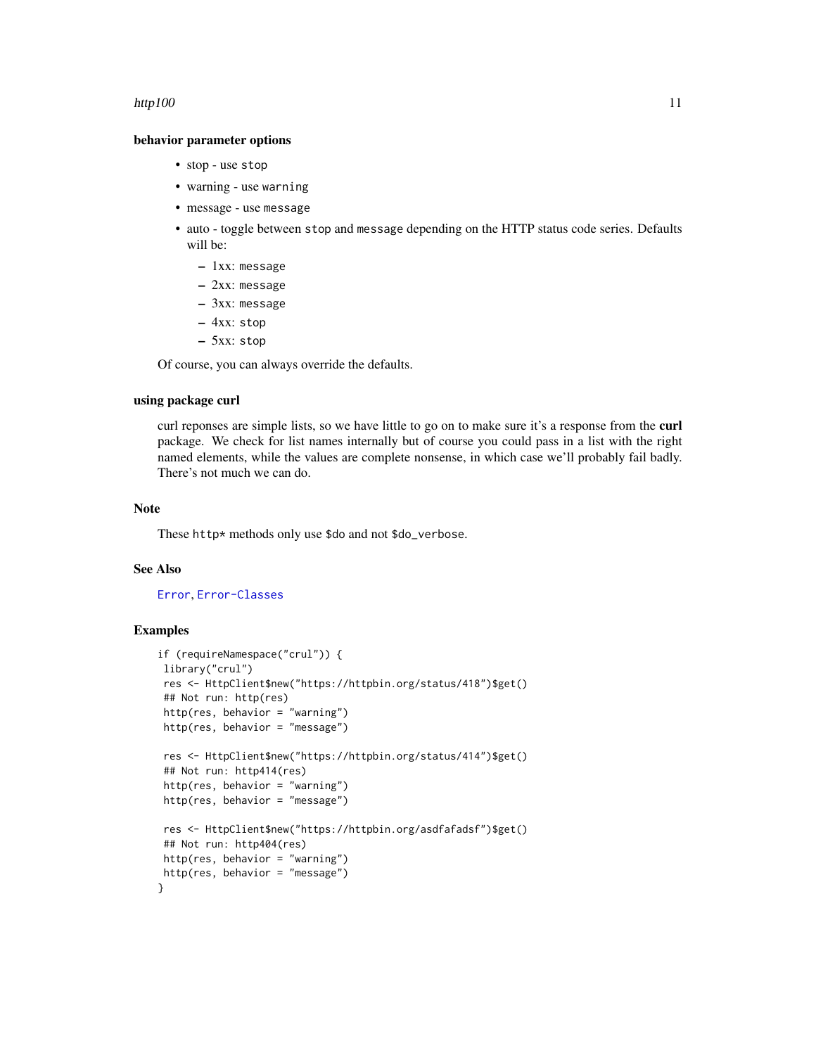### behavior parameter options

- stop - use `stop`
- warning - use `warning`
- message - use `message`
- auto - toggle between `stop` and `message` depending on the HTTP status code series. Defaults will be:
  - 1xx: `message`
  - 2xx: `message`
  - 3xx: `message`
  - 4xx: `stop`
  - 5xx: `stop`

Of course, you can always override the defaults.

### using package curl

curl reponses are simple lists, so we have little to go on to make sure it's a response from the **curl** package. We check for list names internally but of course you could pass in a list with the right named elements, while the values are complete nonsense, in which case we'll probably fail badly. There's not much we can do.

### Note

These `http*` methods only use `$do` and not `$do_verbose`.

### See Also

`Error`, `Error-Classes`

### Examples

```
if (requireNamespace("crul")) {
 library("crul")
 res <- HttpClient$new("https://httpbin.org/status/418")$get()
 ## Not run: http(res)
 http(res, behavior = "warning")
 http(res, behavior = "message")

 res <- HttpClient$new("https://httpbin.org/status/414")$get()
 ## Not run: http414(res)
 http(res, behavior = "warning")
 http(res, behavior = "message")

 res <- HttpClient$new("https://httpbin.org/asdfafadsf")$get()
 ## Not run: http404(res)
 http(res, behavior = "warning")
 http(res, behavior = "message")
}
```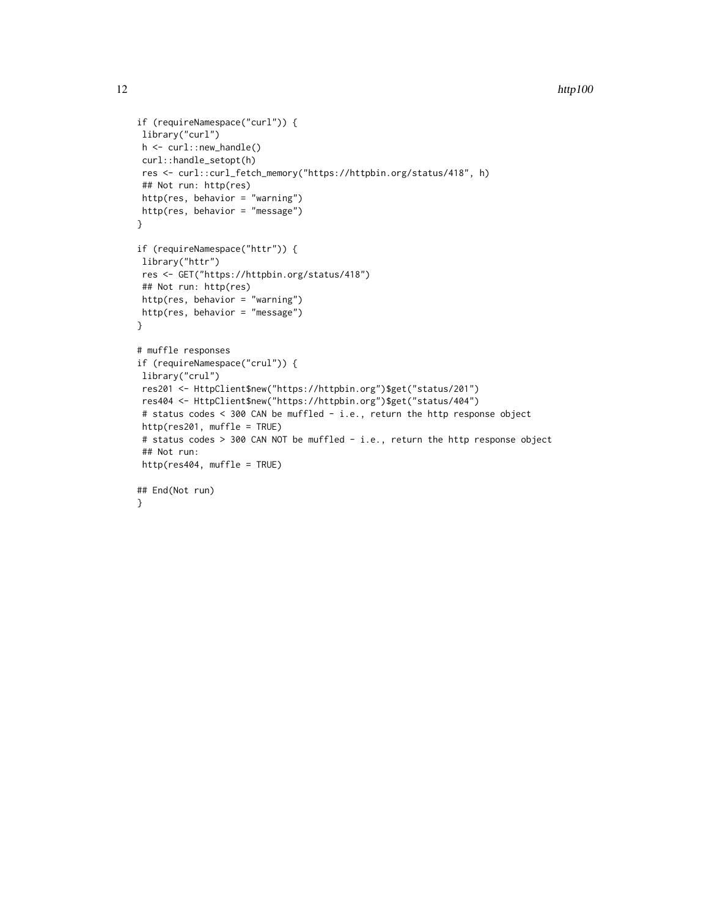```
if (requireNamespace("curl")) {
 library("curl")
 h <- curl::new_handle()
 curl::handle_setopt(h)
 res <- curl::curl_fetch_memory("https://httpbin.org/status/418", h)
 ## Not run: http(res)
 http(res, behavior = "warning")
 http(res, behavior = "message")
}

if (requireNamespace("httr")) {
 library("httr")
 res <- GET("https://httpbin.org/status/418")
 ## Not run: http(res)
 http(res, behavior = "warning")
 http(res, behavior = "message")
}

# muffle responses
if (requireNamespace("crul")) {
 library("crul")
 res201 <- HttpClient$new("https://httpbin.org")$get("status/201")
 res404 <- HttpClient$new("https://httpbin.org")$get("status/404")
 # status codes < 300 CAN be muffled - i.e., return the http response object
 http(res201, muffle = TRUE)
 # status codes > 300 CAN NOT be muffled - i.e., return the http response object
 ## Not run:
 http(res404, muffle = TRUE)

## End(Not run)
}
```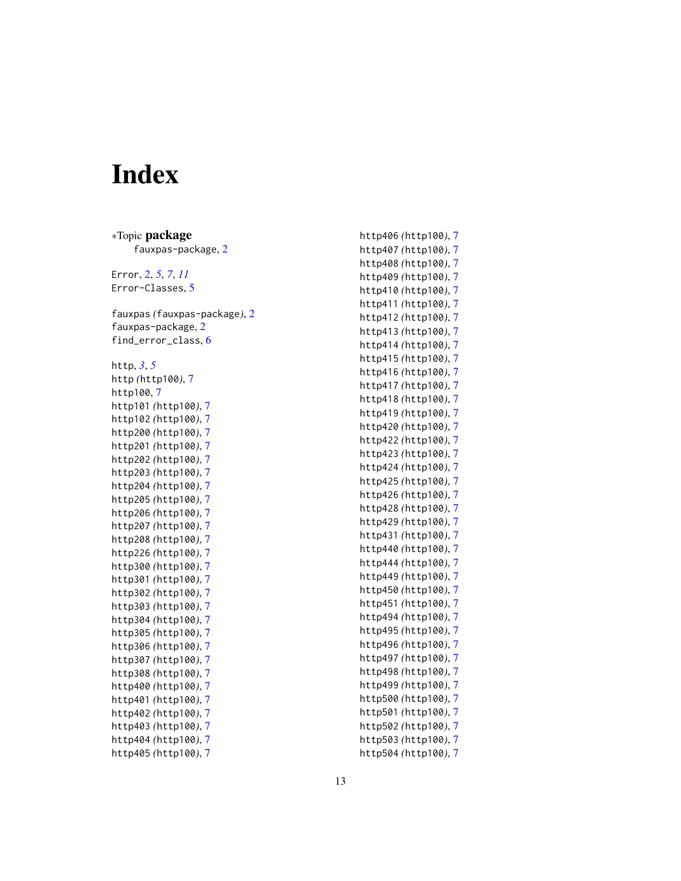# Index

*Topic **package**
    fauxpas-package, 2

Error, 2, *5*, *7*, *11*
Error-Classes, 5

fauxpas *(*fauxpas-package*)*, 2
fauxpas-package, 2
find_error_class, 6

http, *3*, *5*
http *(*http100*)*, 7
http100, 7
http101 *(*http100*)*, 7
http102 *(*http100*)*, 7
http200 *(*http100*)*, 7
http201 *(*http100*)*, 7
http202 *(*http100*)*, 7
http203 *(*http100*)*, 7
http204 *(*http100*)*, 7
http205 *(*http100*)*, 7
http206 *(*http100*)*, 7
http207 *(*http100*)*, 7
http208 *(*http100*)*, 7
http226 *(*http100*)*, 7
http300 *(*http100*)*, 7
http301 *(*http100*)*, 7
http302 *(*http100*)*, 7
http303 *(*http100*)*, 7
http304 *(*http100*)*, 7
http305 *(*http100*)*, 7
http306 *(*http100*)*, 7
http307 *(*http100*)*, 7
http308 *(*http100*)*, 7
http400 *(*http100*)*, 7
http401 *(*http100*)*, 7
http402 *(*http100*)*, 7
http403 *(*http100*)*, 7
http404 *(*http100*)*, 7
http405 *(*http100*)*, 7
http406 *(*http100*)*, 7
http407 *(*http100*)*, 7
http408 *(*http100*)*, 7
http409 *(*http100*)*, 7
http410 *(*http100*)*, 7
http411 *(*http100*)*, 7
http412 *(*http100*)*, 7
http413 *(*http100*)*, 7
http414 *(*http100*)*, 7
http415 *(*http100*)*, 7
http416 *(*http100*)*, 7
http417 *(*http100*)*, 7
http418 *(*http100*)*, 7
http419 *(*http100*)*, 7
http420 *(*http100*)*, 7
http422 *(*http100*)*, 7
http423 *(*http100*)*, 7
http424 *(*http100*)*, 7
http425 *(*http100*)*, 7
http426 *(*http100*)*, 7
http428 *(*http100*)*, 7
http429 *(*http100*)*, 7
http431 *(*http100*)*, 7
http440 *(*http100*)*, 7
http444 *(*http100*)*, 7
http449 *(*http100*)*, 7
http450 *(*http100*)*, 7
http451 *(*http100*)*, 7
http494 *(*http100*)*, 7
http495 *(*http100*)*, 7
http496 *(*http100*)*, 7
http497 *(*http100*)*, 7
http498 *(*http100*)*, 7
http499 *(*http100*)*, 7
http500 *(*http100*)*, 7
http501 *(*http100*)*, 7
http502 *(*http100*)*, 7
http503 *(*http100*)*, 7
http504 *(*http100*)*, 7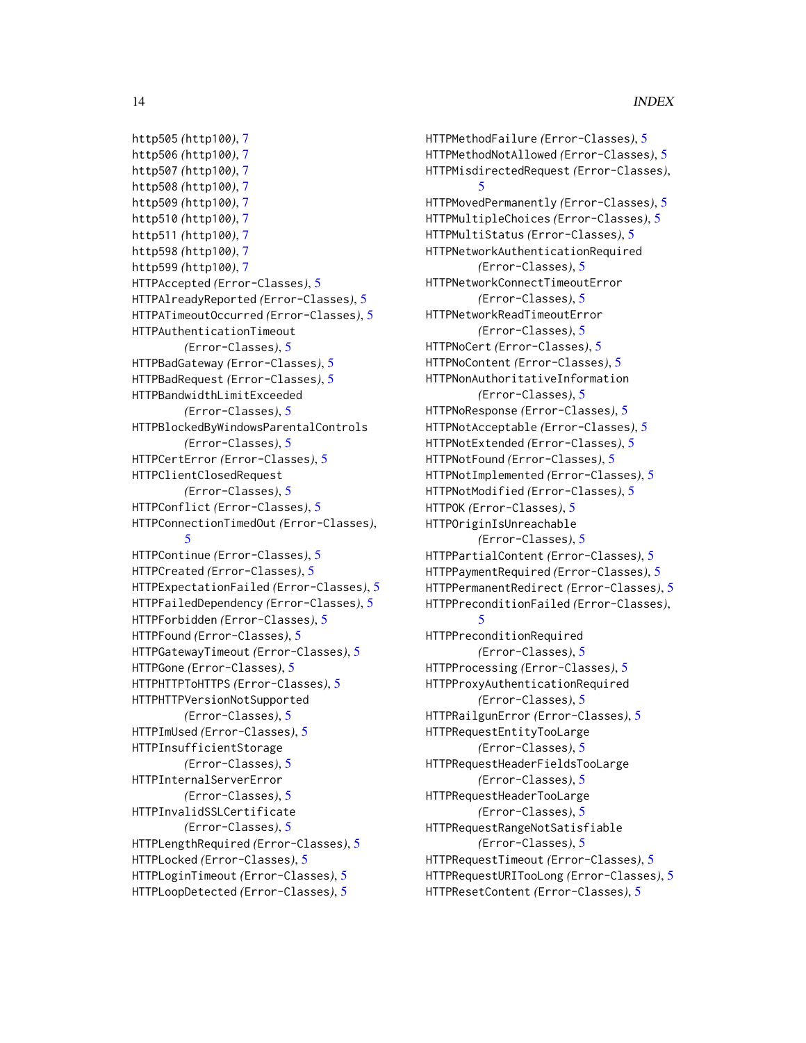http505 *(http100)*, 7
http506 *(http100)*, 7
http507 *(http100)*, 7
http508 *(http100)*, 7
http509 *(http100)*, 7
http510 *(http100)*, 7
http511 *(http100)*, 7
http598 *(http100)*, 7
http599 *(http100)*, 7
HTTPAccepted *(Error-Classes)*, 5
HTTPAlreadyReported *(Error-Classes)*, 5
HTTPATimeoutOccurred *(Error-Classes)*, 5
HTTPAuthenticationTimeout *(Error-Classes)*, 5
HTTPBadGateway *(Error-Classes)*, 5
HTTPBadRequest *(Error-Classes)*, 5
HTTPBandwidthLimitExceeded *(Error-Classes)*, 5
HTTPBlockedByWindowsParentalControls *(Error-Classes)*, 5
HTTPCertError *(Error-Classes)*, 5
HTTPClientClosedRequest *(Error-Classes)*, 5
HTTPConflict *(Error-Classes)*, 5
HTTPConnectionTimedOut *(Error-Classes)*, 5
HTTPContinue *(Error-Classes)*, 5
HTTPCreated *(Error-Classes)*, 5
HTTPExpectationFailed *(Error-Classes)*, 5
HTTPFailedDependency *(Error-Classes)*, 5
HTTPForbidden *(Error-Classes)*, 5
HTTPFound *(Error-Classes)*, 5
HTTPGatewayTimeout *(Error-Classes)*, 5
HTTPGone *(Error-Classes)*, 5
HTTPHTTPToHTTPS *(Error-Classes)*, 5
HTTPHTTPVersionNotSupported *(Error-Classes)*, 5
HTTPImUsed *(Error-Classes)*, 5
HTTPInsufficientStorage *(Error-Classes)*, 5
HTTPInternalServerError *(Error-Classes)*, 5
HTTPInvalidSSLCertificate *(Error-Classes)*, 5
HTTPLengthRequired *(Error-Classes)*, 5
HTTPLocked *(Error-Classes)*, 5
HTTPLoginTimeout *(Error-Classes)*, 5
HTTPLoopDetected *(Error-Classes)*, 5
HTTPMethodFailure *(Error-Classes)*, 5
HTTPMethodNotAllowed *(Error-Classes)*, 5
HTTPMisdirectedRequest *(Error-Classes)*, 5
HTTPMovedPermanently *(Error-Classes)*, 5
HTTPMultipleChoices *(Error-Classes)*, 5
HTTPMultiStatus *(Error-Classes)*, 5
HTTPNetworkAuthenticationRequired *(Error-Classes)*, 5
HTTPNetworkConnectTimeoutError *(Error-Classes)*, 5
HTTPNetworkReadTimeoutError *(Error-Classes)*, 5
HTTPNoCert *(Error-Classes)*, 5
HTTPNoContent *(Error-Classes)*, 5
HTTPNonAuthoritativeInformation *(Error-Classes)*, 5
HTTPNoResponse *(Error-Classes)*, 5
HTTPNotAcceptable *(Error-Classes)*, 5
HTTPNotExtended *(Error-Classes)*, 5
HTTPNotFound *(Error-Classes)*, 5
HTTPNotImplemented *(Error-Classes)*, 5
HTTPNotModified *(Error-Classes)*, 5
HTTPOK *(Error-Classes)*, 5
HTTPOriginIsUnreachable *(Error-Classes)*, 5
HTTPPartialContent *(Error-Classes)*, 5
HTTPPaymentRequired *(Error-Classes)*, 5
HTTPPermanentRedirect *(Error-Classes)*, 5
HTTPPreconditionFailed *(Error-Classes)*, 5
HTTPPreconditionRequired *(Error-Classes)*, 5
HTTPProcessing *(Error-Classes)*, 5
HTTPProxyAuthenticationRequired *(Error-Classes)*, 5
HTTPRailgunError *(Error-Classes)*, 5
HTTPRequestEntityTooLarge *(Error-Classes)*, 5
HTTPRequestHeaderFieldsTooLarge *(Error-Classes)*, 5
HTTPRequestHeaderTooLarge *(Error-Classes)*, 5
HTTPRequestRangeNotSatisfiable *(Error-Classes)*, 5
HTTPRequestTimeout *(Error-Classes)*, 5
HTTPRequestURITooLong *(Error-Classes)*, 5
HTTPResetContent *(Error-Classes)*, 5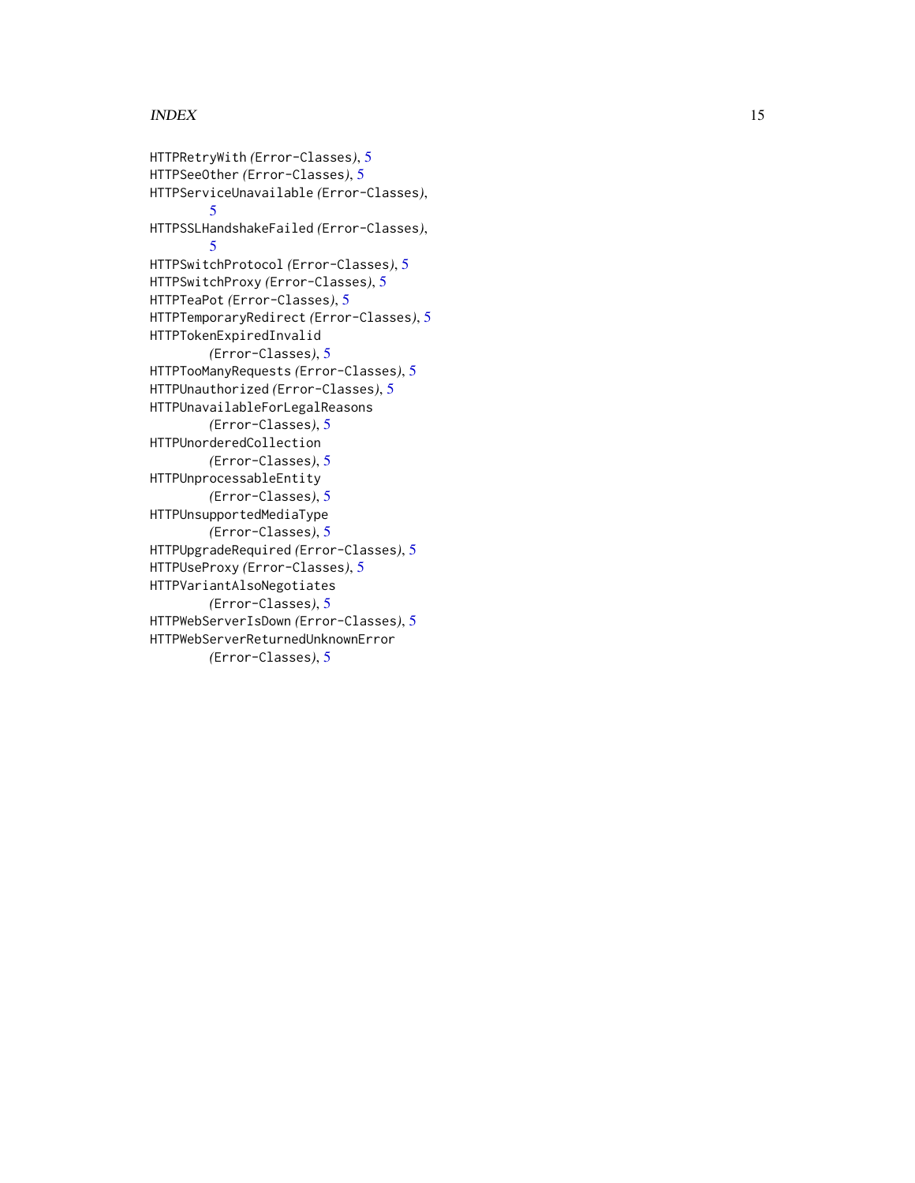HTTPRetryWith *(Error-Classes)*, 5
HTTPSeeOther *(Error-Classes)*, 5
HTTPServiceUnavailable *(Error-Classes)*, 5
HTTPSSLHandshakeFailed *(Error-Classes)*, 5
HTTPSwitchProtocol *(Error-Classes)*, 5
HTTPSwitchProxy *(Error-Classes)*, 5
HTTPTeaPot *(Error-Classes)*, 5
HTTPTemporaryRedirect *(Error-Classes)*, 5
HTTPTokenExpiredInvalid *(Error-Classes)*, 5
HTTPTooManyRequests *(Error-Classes)*, 5
HTTPUnauthorized *(Error-Classes)*, 5
HTTPUnavailableForLegalReasons *(Error-Classes)*, 5
HTTPUnorderedCollection *(Error-Classes)*, 5
HTTPUnprocessableEntity *(Error-Classes)*, 5
HTTPUnsupportedMediaType *(Error-Classes)*, 5
HTTPUpgradeRequired *(Error-Classes)*, 5
HTTPUseProxy *(Error-Classes)*, 5
HTTPVariantAlsoNegotiates *(Error-Classes)*, 5
HTTPWebServerIsDown *(Error-Classes)*, 5
HTTPWebServerReturnedUnknownError *(Error-Classes)*, 5